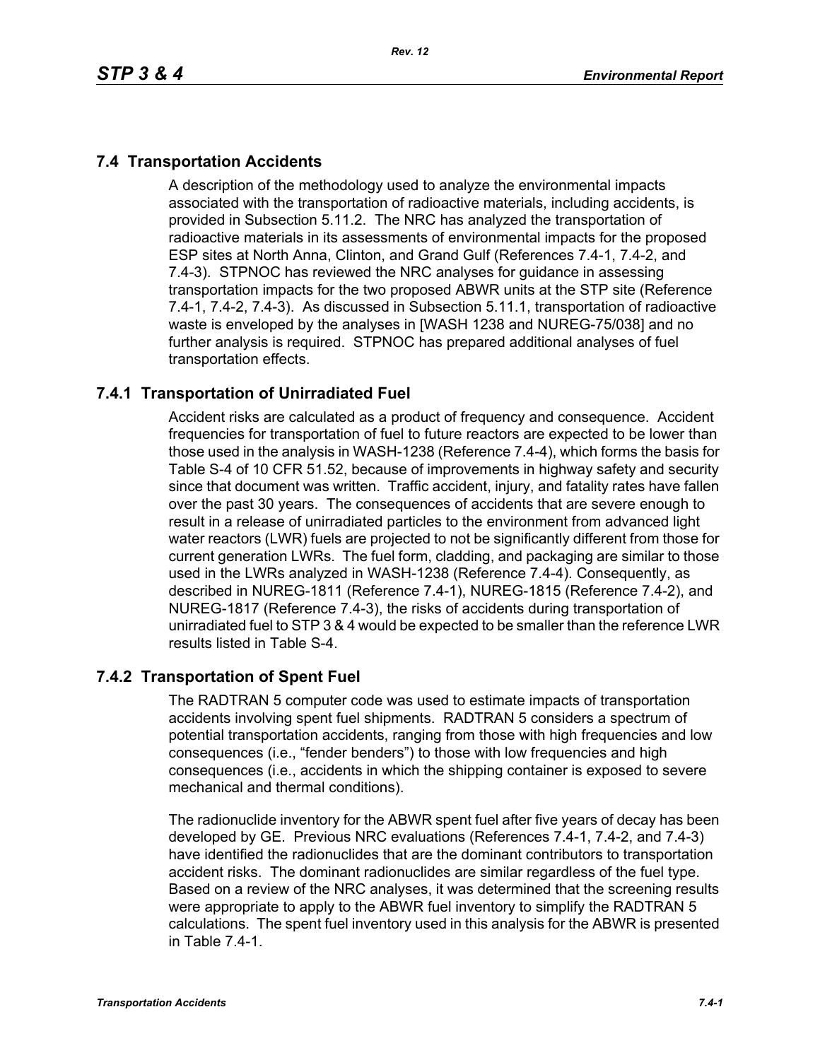## 7.4 Transportation Accidents

A description of the methodology used to analyze the environmental impacts associated with the transportation of radioactive materials, including accidents, is provided in Subsection 5.11.2. The NRC has analyzed the transportation of radioactive materials in its assessments of environmental impacts for the proposed ESP sites at North Anna, Clinton, and Grand Gulf (References 7.4-1, 7.4-2, and 7.4-3). STPNOC has reviewed the NRC analyses for guidance in assessing transportation impacts for the two proposed ABWR units at the STP site (Reference 7.4-1, 7.4-2, 7.4-3). As discussed in Subsection 5.11.1, transportation of radioactive waste is enveloped by the analyses in [WASH 1238 and NUREG-75/038] and no further analysis is required. STPNOC has prepared additional analyses of fuel transportation effects.

### 7.4.1 Transportation of Unirradiated Fuel

Accident risks are calculated as a product of frequency and consequence. Accident frequencies for transportation of fuel to future reactors are expected to be lower than those used in the analysis in WASH-1238 (Reference 7.4-4), which forms the basis for Table S-4 of 10 CFR 51.52, because of improvements in highway safety and security since that document was written. Traffic accident, injury, and fatality rates have fallen over the past 30 years. The consequences of accidents that are severe enough to result in a release of unirradiated particles to the environment from advanced light water reactors (LWR) fuels are projected to not be significantly different from those for current generation LWRs. The fuel form, cladding, and packaging are similar to those used in the LWRs analyzed in WASH-1238 (Reference 7.4-4). Consequently, as described in NUREG-1811 (Reference 7.4-1), NUREG-1815 (Reference 7.4-2), and NUREG-1817 (Reference 7.4-3), the risks of accidents during transportation of unirradiated fuel to STP 3 & 4 would be expected to be smaller than the reference LWR results listed in Table S-4.

### 7.4.2 Transportation of Spent Fuel

The RADTRAN 5 computer code was used to estimate impacts of transportation accidents involving spent fuel shipments. RADTRAN 5 considers a spectrum of potential transportation accidents, ranging from those with high frequencies and low consequences (i.e., "fender benders") to those with low frequencies and high consequences (i.e., accidents in which the shipping container is exposed to severe mechanical and thermal conditions).

The radionuclide inventory for the ABWR spent fuel after five years of decay has been developed by GE. Previous NRC evaluations (References 7.4-1, 7.4-2, and 7.4-3) have identified the radionuclides that are the dominant contributors to transportation accident risks. The dominant radionuclides are similar regardless of the fuel type. Based on a review of the NRC analyses, it was determined that the screening results were appropriate to apply to the ABWR fuel inventory to simplify the RADTRAN 5 calculations. The spent fuel inventory used in this analysis for the ABWR is presented in Table 7.4-1.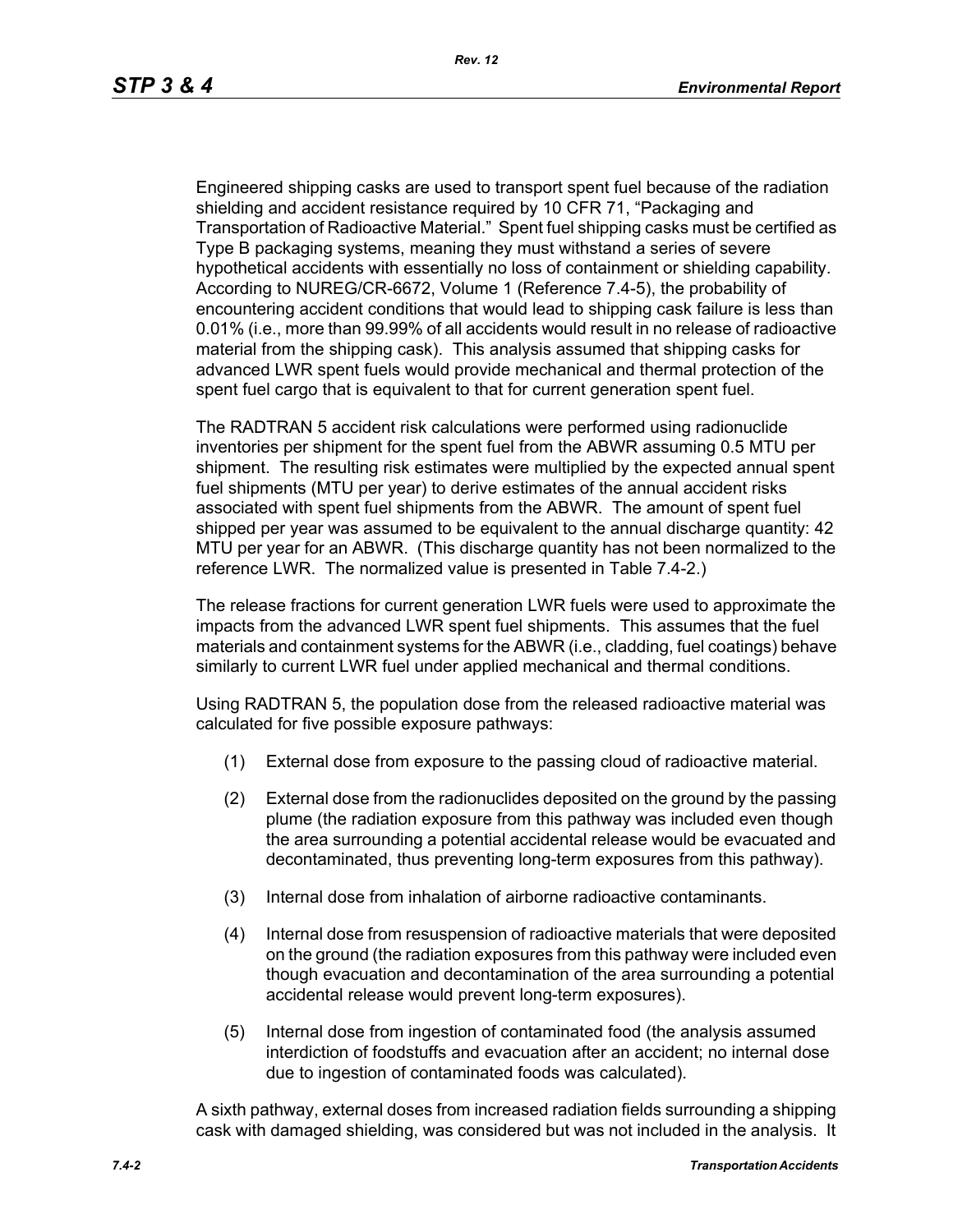Engineered shipping casks are used to transport spent fuel because of the radiation shielding and accident resistance required by 10 CFR 71, "Packaging and Transportation of Radioactive Material." Spent fuel shipping casks must be certified as Type B packaging systems, meaning they must withstand a series of severe hypothetical accidents with essentially no loss of containment or shielding capability. According to NUREG/CR-6672, Volume 1 (Reference 7.4-5), the probability of encountering accident conditions that would lead to shipping cask failure is less than 0.01% (i.e., more than 99.99% of all accidents would result in no release of radioactive material from the shipping cask). This analysis assumed that shipping casks for advanced LWR spent fuels would provide mechanical and thermal protection of the spent fuel cargo that is equivalent to that for current generation spent fuel.

The RADTRAN 5 accident risk calculations were performed using radionuclide inventories per shipment for the spent fuel from the ABWR assuming 0.5 MTU per shipment. The resulting risk estimates were multiplied by the expected annual spent fuel shipments (MTU per year) to derive estimates of the annual accident risks associated with spent fuel shipments from the ABWR. The amount of spent fuel shipped per year was assumed to be equivalent to the annual discharge quantity: 42 MTU per year for an ABWR. (This discharge quantity has not been normalized to the reference LWR. The normalized value is presented in Table 7.4-2.)

The release fractions for current generation LWR fuels were used to approximate the impacts from the advanced LWR spent fuel shipments. This assumes that the fuel materials and containment systems for the ABWR (i.e., cladding, fuel coatings) behave similarly to current LWR fuel under applied mechanical and thermal conditions.

Using RADTRAN 5, the population dose from the released radioactive material was calculated for five possible exposure pathways:

(1) External dose from exposure to the passing cloud of radioactive material.

(2) External dose from the radionuclides deposited on the ground by the passing plume (the radiation exposure from this pathway was included even though the area surrounding a potential accidental release would be evacuated and decontaminated, thus preventing long-term exposures from this pathway).

(3) Internal dose from inhalation of airborne radioactive contaminants.

(4) Internal dose from resuspension of radioactive materials that were deposited on the ground (the radiation exposures from this pathway were included even though evacuation and decontamination of the area surrounding a potential accidental release would prevent long-term exposures).

(5) Internal dose from ingestion of contaminated food (the analysis assumed interdiction of foodstuffs and evacuation after an accident; no internal dose due to ingestion of contaminated foods was calculated).

A sixth pathway, external doses from increased radiation fields surrounding a shipping cask with damaged shielding, was considered but was not included in the analysis. It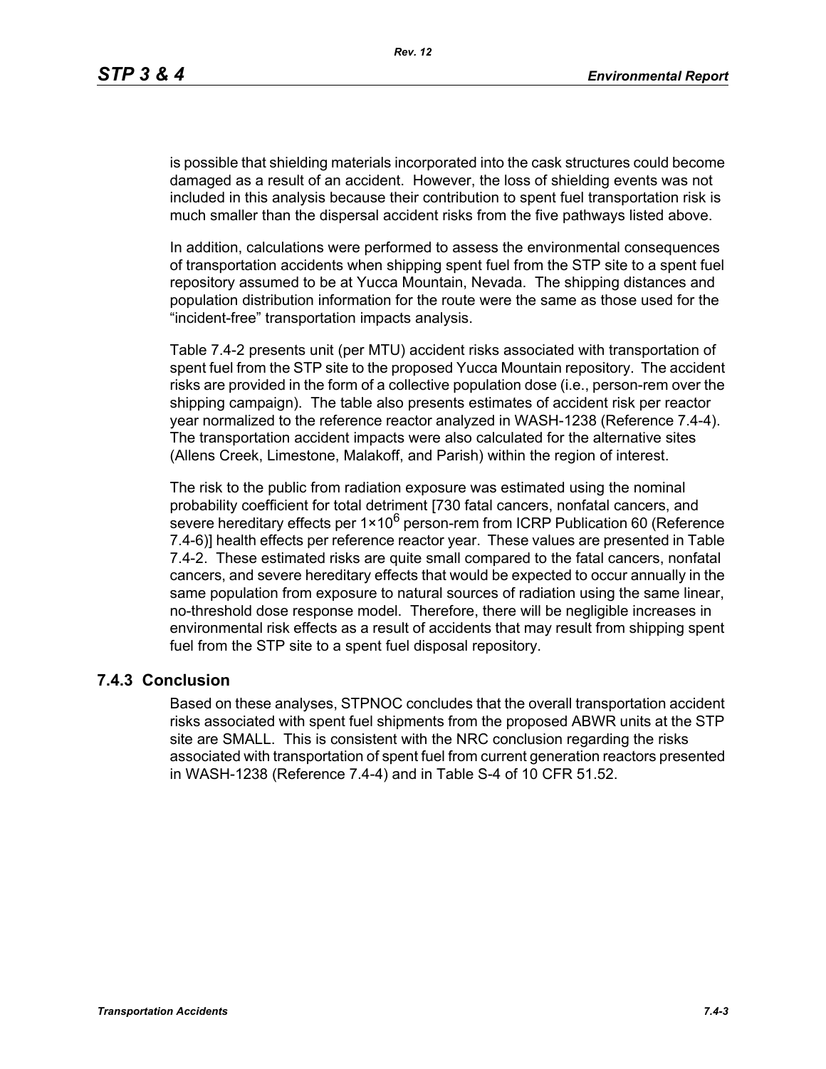is possible that shielding materials incorporated into the cask structures could become damaged as a result of an accident. However, the loss of shielding events was not included in this analysis because their contribution to spent fuel transportation risk is much smaller than the dispersal accident risks from the five pathways listed above.

In addition, calculations were performed to assess the environmental consequences of transportation accidents when shipping spent fuel from the STP site to a spent fuel repository assumed to be at Yucca Mountain, Nevada. The shipping distances and population distribution information for the route were the same as those used for the "incident-free" transportation impacts analysis.

Table 7.4-2 presents unit (per MTU) accident risks associated with transportation of spent fuel from the STP site to the proposed Yucca Mountain repository. The accident risks are provided in the form of a collective population dose (i.e., person-rem over the shipping campaign). The table also presents estimates of accident risk per reactor year normalized to the reference reactor analyzed in WASH-1238 (Reference 7.4-4). The transportation accident impacts were also calculated for the alternative sites (Allens Creek, Limestone, Malakoff, and Parish) within the region of interest.

The risk to the public from radiation exposure was estimated using the nominal probability coefficient for total detriment [730 fatal cancers, nonfatal cancers, and severe hereditary effects per $1 \times 10^6$ person-rem from ICRP Publication 60 (Reference 7.4-6)] health effects per reference reactor year. These values are presented in Table 7.4-2. These estimated risks are quite small compared to the fatal cancers, nonfatal cancers, and severe hereditary effects that would be expected to occur annually in the same population from exposure to natural sources of radiation using the same linear, no-threshold dose response model. Therefore, there will be negligible increases in environmental risk effects as a result of accidents that may result from shipping spent fuel from the STP site to a spent fuel disposal repository.

## 7.4.3 Conclusion

Based on these analyses, STPNOC concludes that the overall transportation accident risks associated with spent fuel shipments from the proposed ABWR units at the STP site are SMALL. This is consistent with the NRC conclusion regarding the risks associated with transportation of spent fuel from current generation reactors presented in WASH-1238 (Reference 7.4-4) and in Table S-4 of 10 CFR 51.52.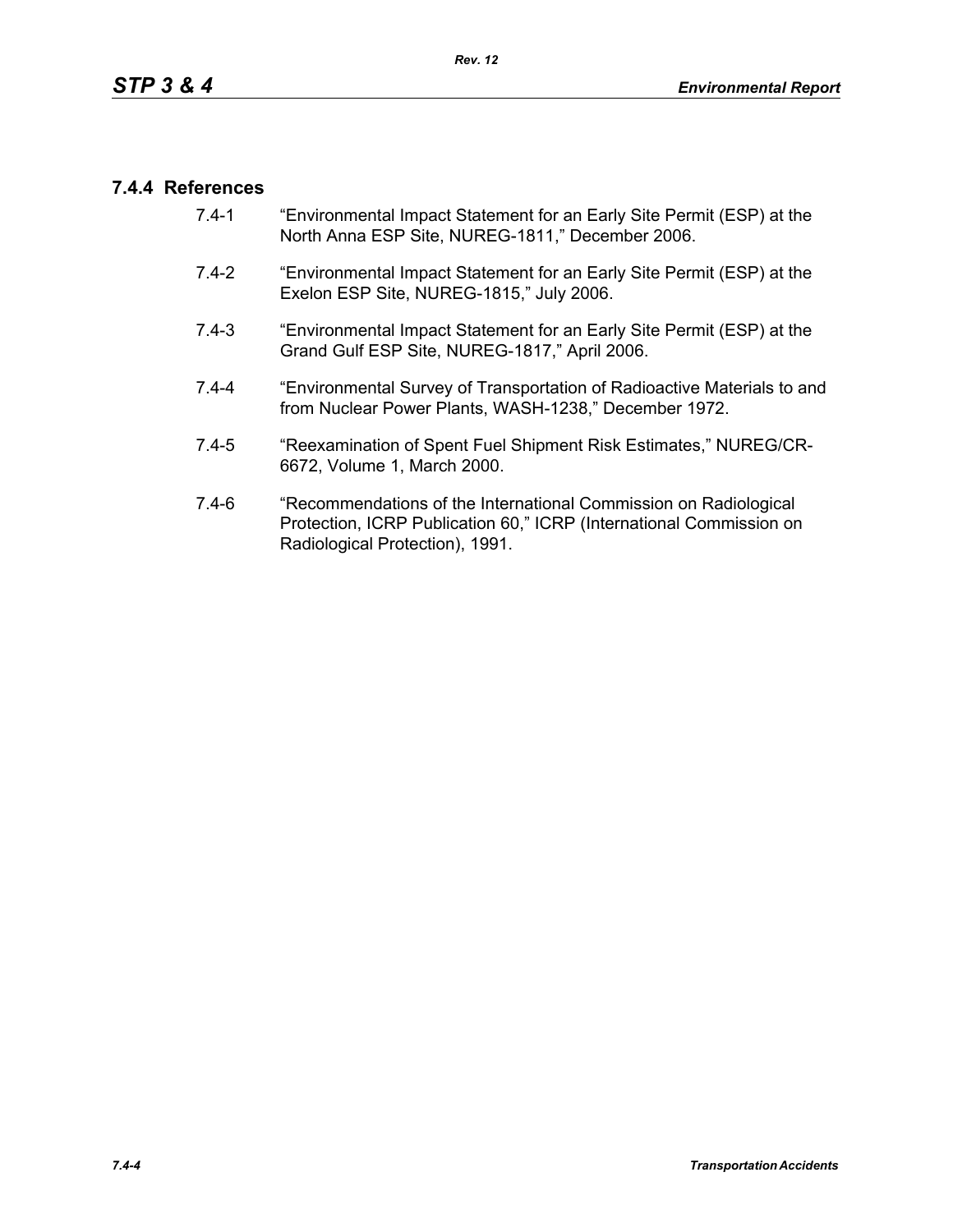### 7.4.4 References

7.4-1 "Environmental Impact Statement for an Early Site Permit (ESP) at the North Anna ESP Site, NUREG-1811," December 2006.

7.4-2 "Environmental Impact Statement for an Early Site Permit (ESP) at the Exelon ESP Site, NUREG-1815," July 2006.

7.4-3 "Environmental Impact Statement for an Early Site Permit (ESP) at the Grand Gulf ESP Site, NUREG-1817," April 2006.

7.4-4 "Environmental Survey of Transportation of Radioactive Materials to and from Nuclear Power Plants, WASH-1238," December 1972.

7.4-5 "Reexamination of Spent Fuel Shipment Risk Estimates," NUREG/CR-6672, Volume 1, March 2000.

7.4-6 "Recommendations of the International Commission on Radiological Protection, ICRP Publication 60," ICRP (International Commission on Radiological Protection), 1991.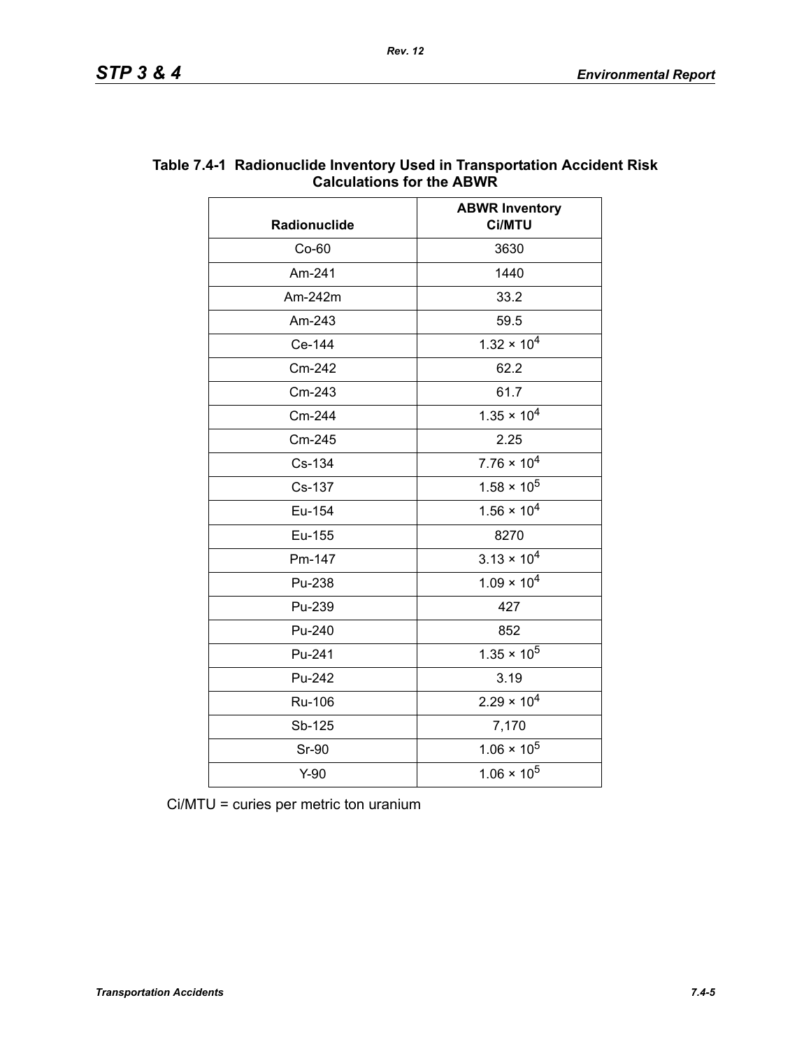**Table 7.4-1 Radionuclide Inventory Used in Transportation Accident Risk Calculations for the ABWR**

| Radionuclide | ABWR Inventory Ci/MTU |
|---|---|
| Co-60 | 3630 |
| Am-241 | 1440 |
| Am-242m | 33.2 |
| Am-243 | 59.5 |
| Ce-144 | $1.32 \times 10^4$ |
| Cm-242 | 62.2 |
| Cm-243 | 61.7 |
| Cm-244 | $1.35 \times 10^4$ |
| Cm-245 | 2.25 |
| Cs-134 | $7.76 \times 10^4$ |
| Cs-137 | $1.58 \times 10^5$ |
| Eu-154 | $1.56 \times 10^4$ |
| Eu-155 | 8270 |
| Pm-147 | $3.13 \times 10^4$ |
| Pu-238 | $1.09 \times 10^4$ |
| Pu-239 | 427 |
| Pu-240 | 852 |
| Pu-241 | $1.35 \times 10^5$ |
| Pu-242 | 3.19 |
| Ru-106 | $2.29 \times 10^4$ |
| Sb-125 | 7,170 |
| Sr-90 | $1.06 \times 10^5$ |
| Y-90 | $1.06 \times 10^5$ |

Ci/MTU = curies per metric ton uranium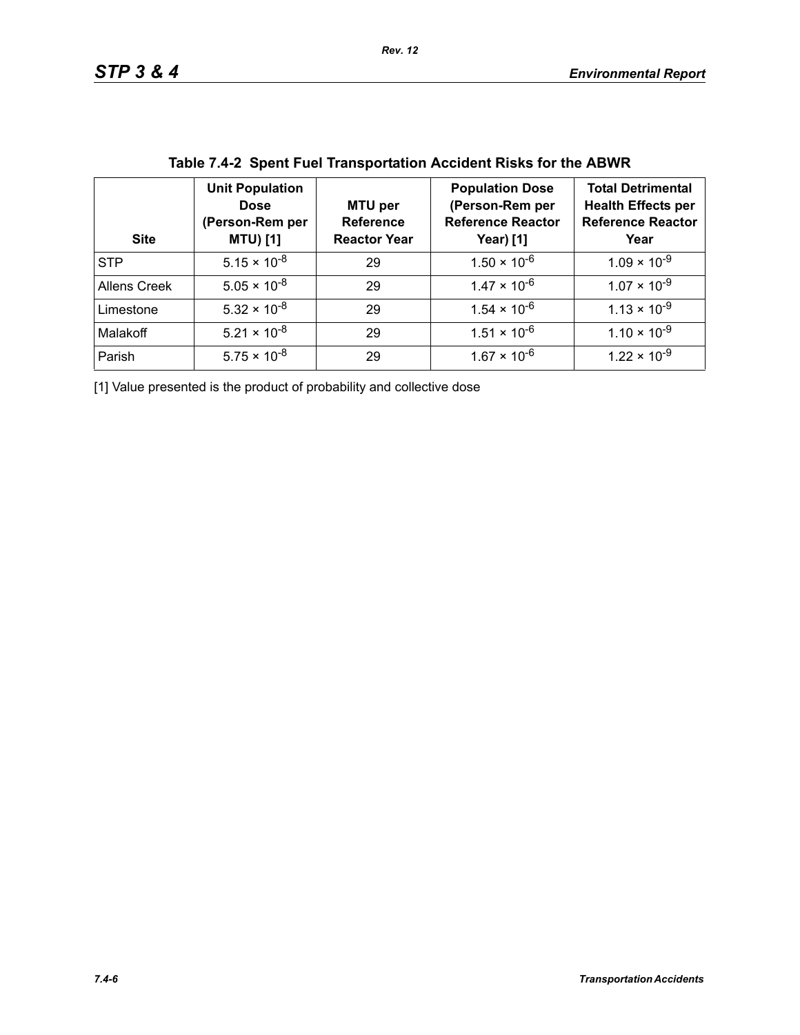**Table 7.4-2 Spent Fuel Transportation Accident Risks for the ABWR**

| Site | Unit Population Dose (Person-Rem per MTU) [1] | MTU per Reference Reactor Year | Population Dose (Person-Rem per Reference Reactor Year) [1] | Total Detrimental Health Effects per Reference Reactor Year |
|---|---|---|---|---|
| STP | $5.15 \times 10^{-8}$ | 29 | $1.50 \times 10^{-6}$ | $1.09 \times 10^{-9}$ |
| Allens Creek | $5.05 \times 10^{-8}$ | 29 | $1.47 \times 10^{-6}$ | $1.07 \times 10^{-9}$ |
| Limestone | $5.32 \times 10^{-8}$ | 29 | $1.54 \times 10^{-6}$ | $1.13 \times 10^{-9}$ |
| Malakoff | $5.21 \times 10^{-8}$ | 29 | $1.51 \times 10^{-6}$ | $1.10 \times 10^{-9}$ |
| Parish | $5.75 \times 10^{-8}$ | 29 | $1.67 \times 10^{-6}$ | $1.22 \times 10^{-9}$ |

[1] Value presented is the product of probability and collective dose